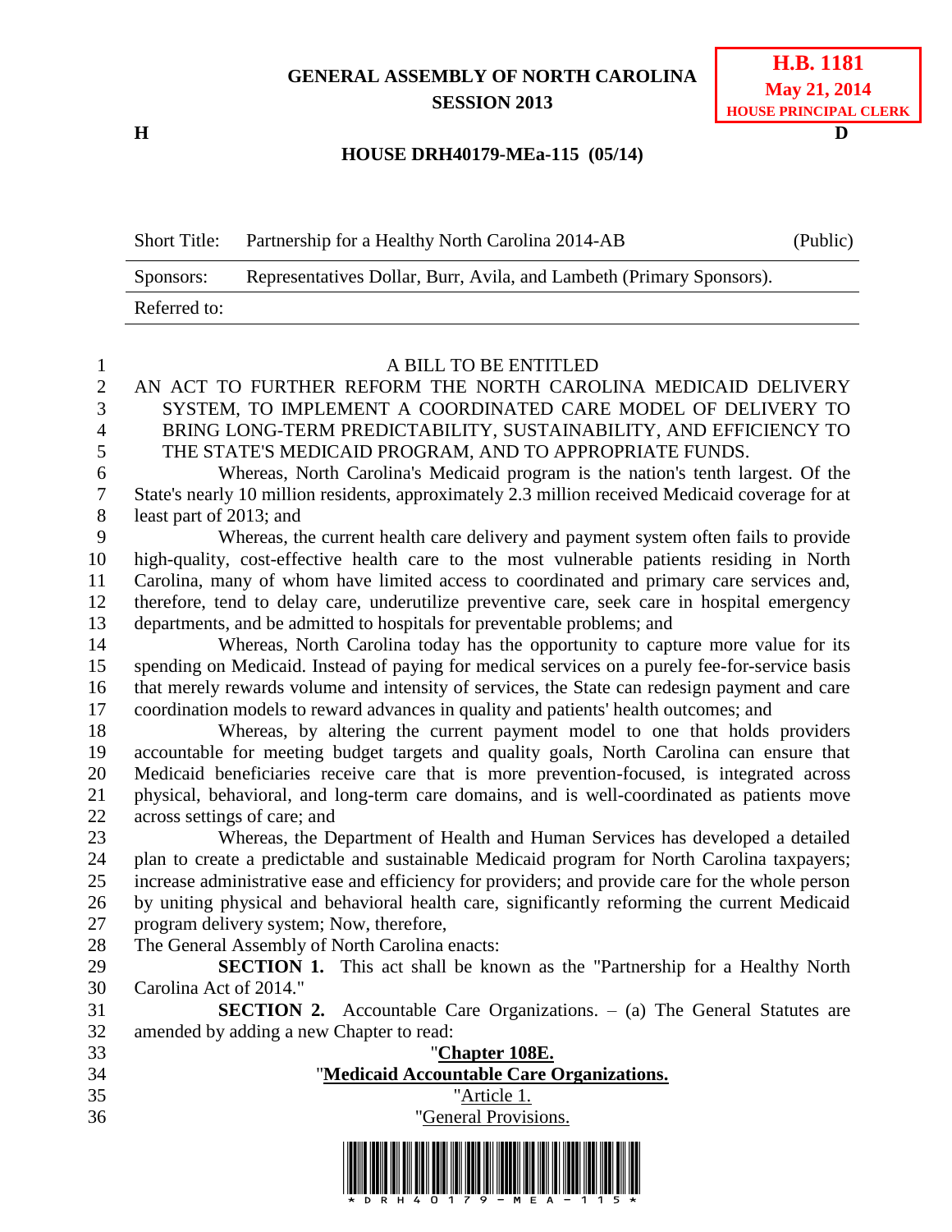**GENERAL ASSEMBLY OF NORTH CAROLINA**
**SESSION 2013**

**H.B. 1181**
**May 21, 2014**
**HOUSE PRINCIPAL CLERK**

**H** **D**

**HOUSE DRH40179-MEa-115 (05/14)**

| | | |
|---|---|---|
| Short Title: | Partnership for a Healthy North Carolina 2014-AB | (Public) |
| Sponsors: | Representatives Dollar, Burr, Avila, and Lambeth (Primary Sponsors). | |
| Referred to: | | |

A BILL TO BE ENTITLED

AN ACT TO FURTHER REFORM THE NORTH CAROLINA MEDICAID DELIVERY SYSTEM, TO IMPLEMENT A COORDINATED CARE MODEL OF DELIVERY TO BRING LONG-TERM PREDICTABILITY, SUSTAINABILITY, AND EFFICIENCY TO THE STATE'S MEDICAID PROGRAM, AND TO APPROPRIATE FUNDS.

Whereas, North Carolina's Medicaid program is the nation's tenth largest. Of the State's nearly 10 million residents, approximately 2.3 million received Medicaid coverage for at least part of 2013; and

Whereas, the current health care delivery and payment system often fails to provide high-quality, cost-effective health care to the most vulnerable patients residing in North Carolina, many of whom have limited access to coordinated and primary care services and, therefore, tend to delay care, underutilize preventive care, seek care in hospital emergency departments, and be admitted to hospitals for preventable problems; and

Whereas, North Carolina today has the opportunity to capture more value for its spending on Medicaid. Instead of paying for medical services on a purely fee-for-service basis that merely rewards volume and intensity of services, the State can redesign payment and care coordination models to reward advances in quality and patients' health outcomes; and

Whereas, by altering the current payment model to one that holds providers accountable for meeting budget targets and quality goals, North Carolina can ensure that Medicaid beneficiaries receive care that is more prevention-focused, is integrated across physical, behavioral, and long-term care domains, and is well-coordinated as patients move across settings of care; and

Whereas, the Department of Health and Human Services has developed a detailed plan to create a predictable and sustainable Medicaid program for North Carolina taxpayers; increase administrative ease and efficiency for providers; and provide care for the whole person by uniting physical and behavioral health care, significantly reforming the current Medicaid program delivery system; Now, therefore,

The General Assembly of North Carolina enacts:

**SECTION 1.** This act shall be known as the "Partnership for a Healthy North Carolina Act of 2014."

**SECTION 2.** Accountable Care Organizations. – (a) The General Statutes are amended by adding a new Chapter to read:

"**<u>Chapter 108E.</u>**

"**<u>Medicaid Accountable Care Organizations.</u>**

"<u>Article 1.</u>

"<u>General Provisions.</u>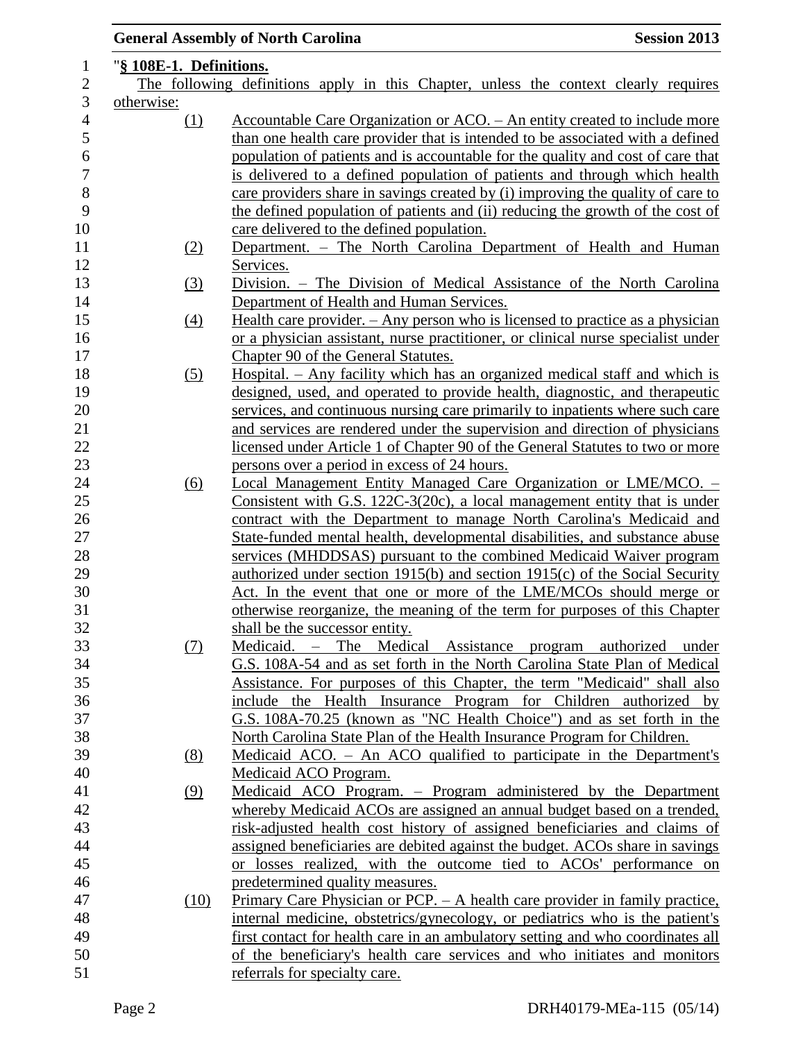"**§ 108E-1. Definitions.**

The following definitions apply in this Chapter, unless the context clearly requires otherwise:

(1) Accountable Care Organization or ACO. – An entity created to include more than one health care provider that is intended to be associated with a defined population of patients and is accountable for the quality and cost of care that is delivered to a defined population of patients and through which health care providers share in savings created by (i) improving the quality of care to the defined population of patients and (ii) reducing the growth of the cost of care delivered to the defined population.

(2) Department. – The North Carolina Department of Health and Human Services.

(3) Division. – The Division of Medical Assistance of the North Carolina Department of Health and Human Services.

(4) Health care provider. – Any person who is licensed to practice as a physician or a physician assistant, nurse practitioner, or clinical nurse specialist under Chapter 90 of the General Statutes.

(5) Hospital. – Any facility which has an organized medical staff and which is designed, used, and operated to provide health, diagnostic, and therapeutic services, and continuous nursing care primarily to inpatients where such care and services are rendered under the supervision and direction of physicians licensed under Article 1 of Chapter 90 of the General Statutes to two or more persons over a period in excess of 24 hours.

(6) Local Management Entity Managed Care Organization or LME/MCO. – Consistent with G.S. 122C-3(20c), a local management entity that is under contract with the Department to manage North Carolina's Medicaid and State-funded mental health, developmental disabilities, and substance abuse services (MHDDSAS) pursuant to the combined Medicaid Waiver program authorized under section 1915(b) and section 1915(c) of the Social Security Act. In the event that one or more of the LME/MCOs should merge or otherwise reorganize, the meaning of the term for purposes of this Chapter shall be the successor entity.

(7) Medicaid. – The Medical Assistance program authorized under G.S. 108A-54 and as set forth in the North Carolina State Plan of Medical Assistance. For purposes of this Chapter, the term "Medicaid" shall also include the Health Insurance Program for Children authorized by G.S. 108A-70.25 (known as "NC Health Choice") and as set forth in the North Carolina State Plan of the Health Insurance Program for Children.

(8) Medicaid ACO. – An ACO qualified to participate in the Department's Medicaid ACO Program.

(9) Medicaid ACO Program. – Program administered by the Department whereby Medicaid ACOs are assigned an annual budget based on a trended, risk-adjusted health cost history of assigned beneficiaries and claims of assigned beneficiaries are debited against the budget. ACOs share in savings or losses realized, with the outcome tied to ACOs' performance on predetermined quality measures.

(10) Primary Care Physician or PCP. – A health care provider in family practice, internal medicine, obstetrics/gynecology, or pediatrics who is the patient's first contact for health care in an ambulatory setting and who coordinates all of the beneficiary's health care services and who initiates and monitors referrals for specialty care.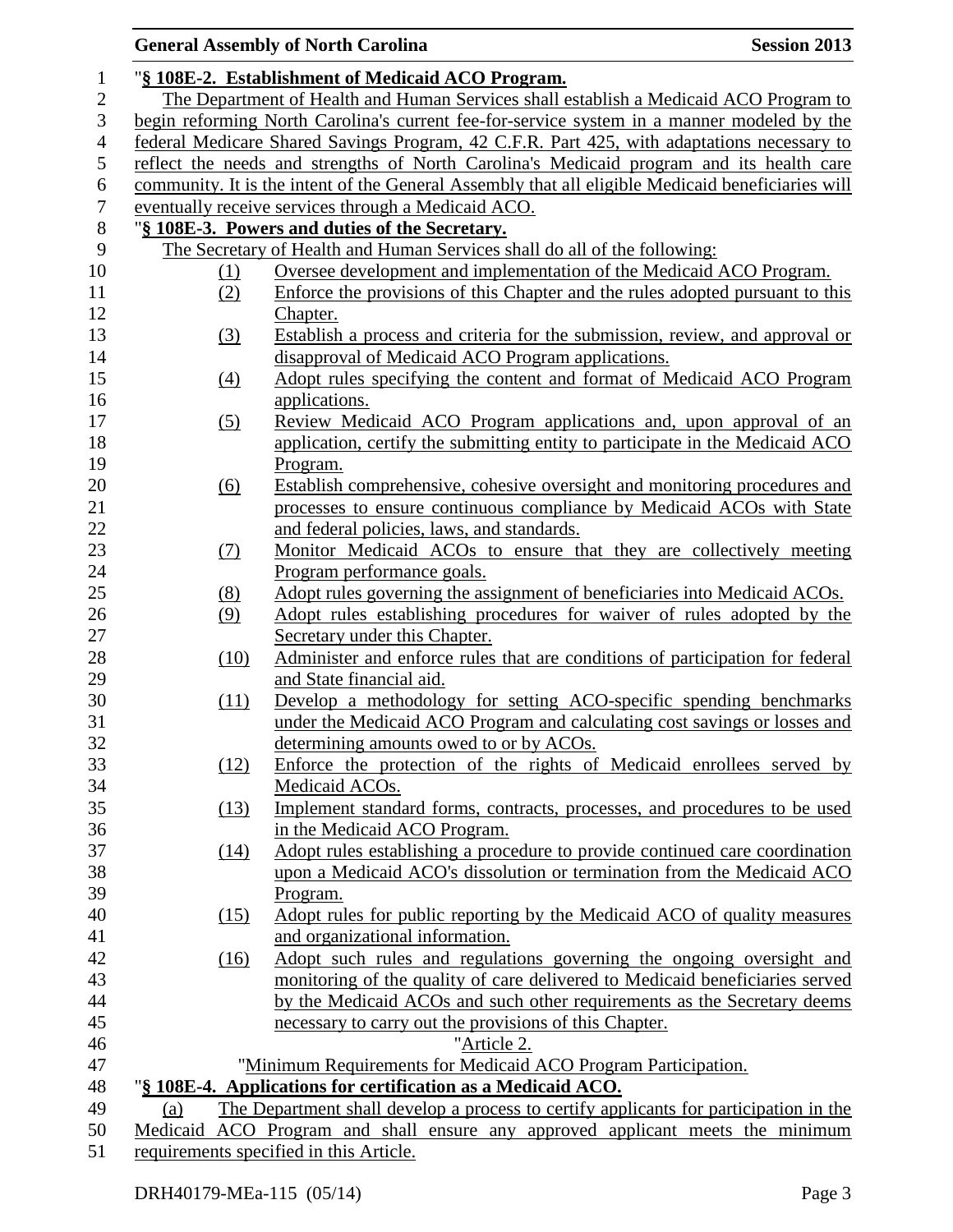"**§ 108E-2. Establishment of Medicaid ACO Program.**

The Department of Health and Human Services shall establish a Medicaid ACO Program to begin reforming North Carolina's current fee-for-service system in a manner modeled by the federal Medicare Shared Savings Program, 42 C.F.R. Part 425, with adaptations necessary to reflect the needs and strengths of North Carolina's Medicaid program and its health care community. It is the intent of the General Assembly that all eligible Medicaid beneficiaries will eventually receive services through a Medicaid ACO.

"**§ 108E-3. Powers and duties of the Secretary.**

The Secretary of Health and Human Services shall do all of the following:

(1) Oversee development and implementation of the Medicaid ACO Program.

(2) Enforce the provisions of this Chapter and the rules adopted pursuant to this Chapter.

(3) Establish a process and criteria for the submission, review, and approval or disapproval of Medicaid ACO Program applications.

(4) Adopt rules specifying the content and format of Medicaid ACO Program applications.

(5) Review Medicaid ACO Program applications and, upon approval of an application, certify the submitting entity to participate in the Medicaid ACO Program.

(6) Establish comprehensive, cohesive oversight and monitoring procedures and processes to ensure continuous compliance by Medicaid ACOs with State and federal policies, laws, and standards.

(7) Monitor Medicaid ACOs to ensure that they are collectively meeting Program performance goals.

(8) Adopt rules governing the assignment of beneficiaries into Medicaid ACOs.

(9) Adopt rules establishing procedures for waiver of rules adopted by the Secretary under this Chapter.

(10) Administer and enforce rules that are conditions of participation for federal and State financial aid.

(11) Develop a methodology for setting ACO-specific spending benchmarks under the Medicaid ACO Program and calculating cost savings or losses and determining amounts owed to or by ACOs.

(12) Enforce the protection of the rights of Medicaid enrollees served by Medicaid ACOs.

(13) Implement standard forms, contracts, processes, and procedures to be used in the Medicaid ACO Program.

(14) Adopt rules establishing a procedure to provide continued care coordination upon a Medicaid ACO's dissolution or termination from the Medicaid ACO Program.

(15) Adopt rules for public reporting by the Medicaid ACO of quality measures and organizational information.

(16) Adopt such rules and regulations governing the ongoing oversight and monitoring of the quality of care delivered to Medicaid beneficiaries served by the Medicaid ACOs and such other requirements as the Secretary deems necessary to carry out the provisions of this Chapter.

"Article 2.

"Minimum Requirements for Medicaid ACO Program Participation.

"**§ 108E-4. Applications for certification as a Medicaid ACO.**

(a) The Department shall develop a process to certify applicants for participation in the Medicaid ACO Program and shall ensure any approved applicant meets the minimum requirements specified in this Article.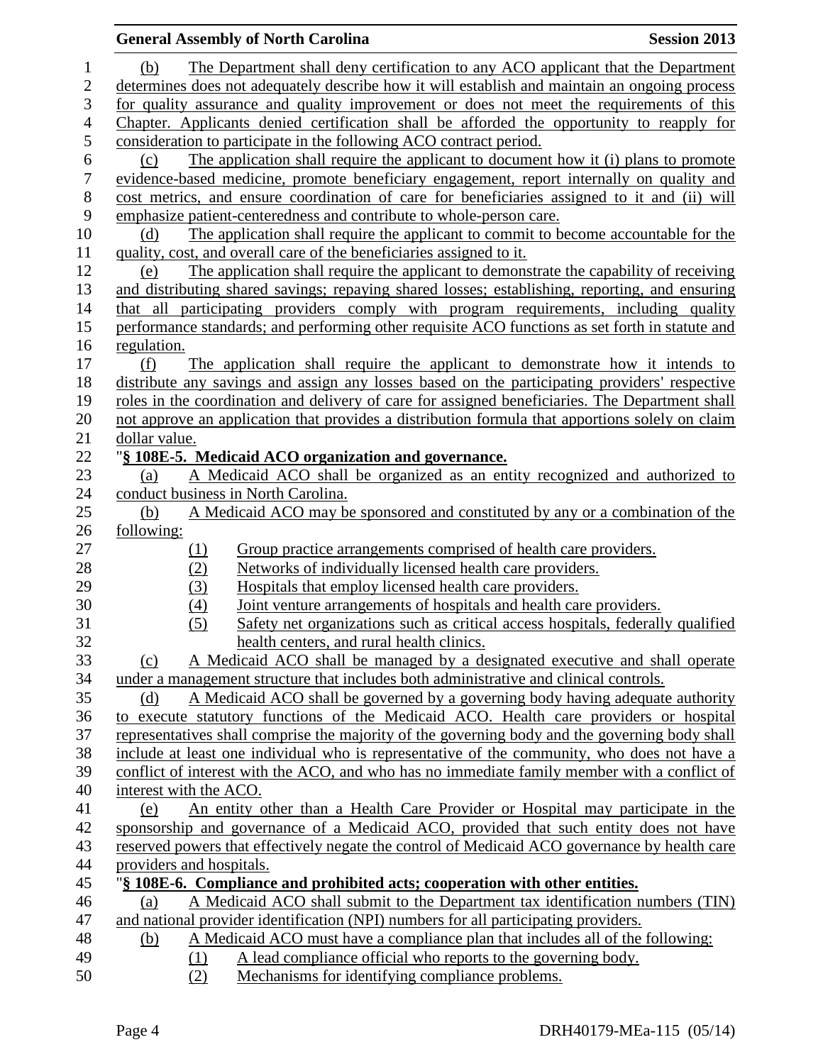(b) The Department shall deny certification to any ACO applicant that the Department determines does not adequately describe how it will establish and maintain an ongoing process for quality assurance and quality improvement or does not meet the requirements of this Chapter. Applicants denied certification shall be afforded the opportunity to reapply for consideration to participate in the following ACO contract period.

(c) The application shall require the applicant to document how it (i) plans to promote evidence-based medicine, promote beneficiary engagement, report internally on quality and cost metrics, and ensure coordination of care for beneficiaries assigned to it and (ii) will emphasize patient-centeredness and contribute to whole-person care.

(d) The application shall require the applicant to commit to become accountable for the quality, cost, and overall care of the beneficiaries assigned to it.

(e) The application shall require the applicant to demonstrate the capability of receiving and distributing shared savings; repaying shared losses; establishing, reporting, and ensuring that all participating providers comply with program requirements, including quality performance standards; and performing other requisite ACO functions as set forth in statute and regulation.

(f) The application shall require the applicant to demonstrate how it intends to distribute any savings and assign any losses based on the participating providers' respective roles in the coordination and delivery of care for assigned beneficiaries. The Department shall not approve an application that provides a distribution formula that apportions solely on claim dollar value.

"**§ 108E-5. Medicaid ACO organization and governance.**

(a) A Medicaid ACO shall be organized as an entity recognized and authorized to conduct business in North Carolina.

(b) A Medicaid ACO may be sponsored and constituted by any or a combination of the following:

(1) Group practice arrangements comprised of health care providers.
(2) Networks of individually licensed health care providers.
(3) Hospitals that employ licensed health care providers.
(4) Joint venture arrangements of hospitals and health care providers.
(5) Safety net organizations such as critical access hospitals, federally qualified health centers, and rural health clinics.

(c) A Medicaid ACO shall be managed by a designated executive and shall operate under a management structure that includes both administrative and clinical controls.

(d) A Medicaid ACO shall be governed by a governing body having adequate authority to execute statutory functions of the Medicaid ACO. Health care providers or hospital representatives shall comprise the majority of the governing body and the governing body shall include at least one individual who is representative of the community, who does not have a conflict of interest with the ACO, and who has no immediate family member with a conflict of interest with the ACO.

(e) An entity other than a Health Care Provider or Hospital may participate in the sponsorship and governance of a Medicaid ACO, provided that such entity does not have reserved powers that effectively negate the control of Medicaid ACO governance by health care providers and hospitals.

"**§ 108E-6. Compliance and prohibited acts; cooperation with other entities.**

(a) A Medicaid ACO shall submit to the Department tax identification numbers (TIN) and national provider identification (NPI) numbers for all participating providers.

(b) A Medicaid ACO must have a compliance plan that includes all of the following:

(1) A lead compliance official who reports to the governing body.
(2) Mechanisms for identifying compliance problems.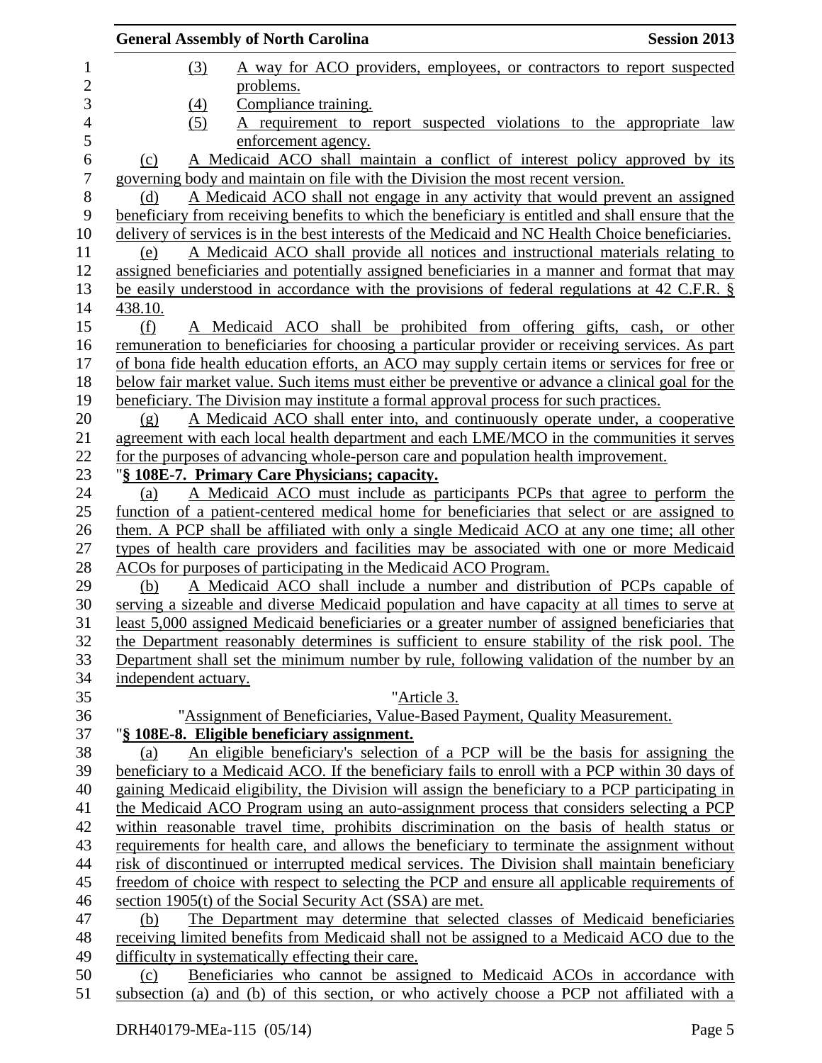(3) A way for ACO providers, employees, or contractors to report suspected problems.

(4) Compliance training.

(5) A requirement to report suspected violations to the appropriate law enforcement agency.

(c) A Medicaid ACO shall maintain a conflict of interest policy approved by its governing body and maintain on file with the Division the most recent version.

(d) A Medicaid ACO shall not engage in any activity that would prevent an assigned beneficiary from receiving benefits to which the beneficiary is entitled and shall ensure that the delivery of services is in the best interests of the Medicaid and NC Health Choice beneficiaries.

(e) A Medicaid ACO shall provide all notices and instructional materials relating to assigned beneficiaries and potentially assigned beneficiaries in a manner and format that may be easily understood in accordance with the provisions of federal regulations at 42 C.F.R. § 438.10.

(f) A Medicaid ACO shall be prohibited from offering gifts, cash, or other remuneration to beneficiaries for choosing a particular provider or receiving services. As part of bona fide health education efforts, an ACO may supply certain items or services for free or below fair market value. Such items must either be preventive or advance a clinical goal for the beneficiary. The Division may institute a formal approval process for such practices.

(g) A Medicaid ACO shall enter into, and continuously operate under, a cooperative agreement with each local health department and each LME/MCO in the communities it serves for the purposes of advancing whole-person care and population health improvement.

"**§ 108E-7. Primary Care Physicians; capacity.**

(a) A Medicaid ACO must include as participants PCPs that agree to perform the function of a patient-centered medical home for beneficiaries that select or are assigned to them. A PCP shall be affiliated with only a single Medicaid ACO at any one time; all other types of health care providers and facilities may be associated with one or more Medicaid ACOs for purposes of participating in the Medicaid ACO Program.

(b) A Medicaid ACO shall include a number and distribution of PCPs capable of serving a sizeable and diverse Medicaid population and have capacity at all times to serve at least 5,000 assigned Medicaid beneficiaries or a greater number of assigned beneficiaries that the Department reasonably determines is sufficient to ensure stability of the risk pool. The Department shall set the minimum number by rule, following validation of the number by an independent actuary.

"Article 3.

"Assignment of Beneficiaries, Value-Based Payment, Quality Measurement.

"**§ 108E-8. Eligible beneficiary assignment.**

(a) An eligible beneficiary's selection of a PCP will be the basis for assigning the beneficiary to a Medicaid ACO. If the beneficiary fails to enroll with a PCP within 30 days of gaining Medicaid eligibility, the Division will assign the beneficiary to a PCP participating in the Medicaid ACO Program using an auto-assignment process that considers selecting a PCP within reasonable travel time, prohibits discrimination on the basis of health status or requirements for health care, and allows the beneficiary to terminate the assignment without risk of discontinued or interrupted medical services. The Division shall maintain beneficiary freedom of choice with respect to selecting the PCP and ensure all applicable requirements of section 1905(t) of the Social Security Act (SSA) are met.

(b) The Department may determine that selected classes of Medicaid beneficiaries receiving limited benefits from Medicaid shall not be assigned to a Medicaid ACO due to the difficulty in systematically effecting their care.

(c) Beneficiaries who cannot be assigned to Medicaid ACOs in accordance with subsection (a) and (b) of this section, or who actively choose a PCP not affiliated with a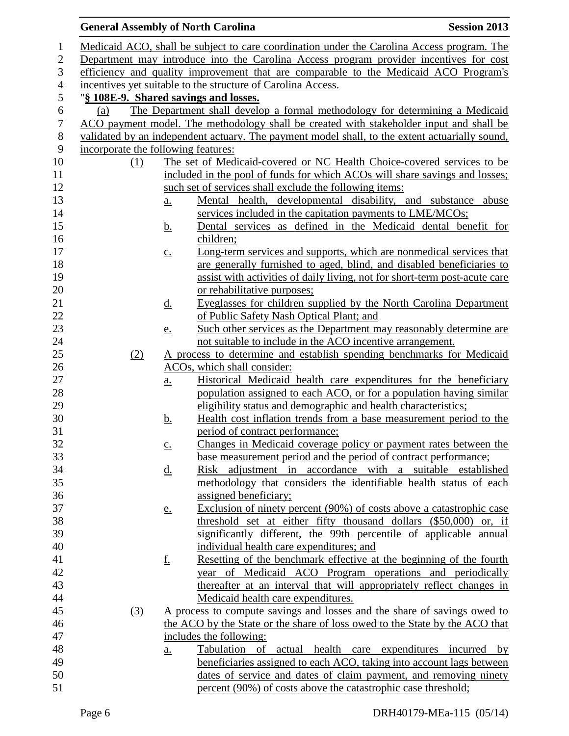Medicaid ACO, shall be subject to care coordination under the Carolina Access program. The Department may introduce into the Carolina Access program provider incentives for cost efficiency and quality improvement that are comparable to the Medicaid ACO Program's incentives yet suitable to the structure of Carolina Access.

"**§ 108E-9. Shared savings and losses.**

(a) The Department shall develop a formal methodology for determining a Medicaid ACO payment model. The methodology shall be created with stakeholder input and shall be validated by an independent actuary. The payment model shall, to the extent actuarially sound, incorporate the following features:

(1) The set of Medicaid-covered or NC Health Choice-covered services to be included in the pool of funds for which ACOs will share savings and losses; such set of services shall exclude the following items:

a. Mental health, developmental disability, and substance abuse services included in the capitation payments to LME/MCOs;

b. Dental services as defined in the Medicaid dental benefit for children;

c. Long-term services and supports, which are nonmedical services that are generally furnished to aged, blind, and disabled beneficiaries to assist with activities of daily living, not for short-term post-acute care or rehabilitative purposes;

d. Eyeglasses for children supplied by the North Carolina Department of Public Safety Nash Optical Plant; and

e. Such other services as the Department may reasonably determine are not suitable to include in the ACO incentive arrangement.

(2) A process to determine and establish spending benchmarks for Medicaid ACOs, which shall consider:

a. Historical Medicaid health care expenditures for the beneficiary population assigned to each ACO, or for a population having similar eligibility status and demographic and health characteristics;

b. Health cost inflation trends from a base measurement period to the period of contract performance;

c. Changes in Medicaid coverage policy or payment rates between the base measurement period and the period of contract performance;

d. Risk adjustment in accordance with a suitable established methodology that considers the identifiable health status of each assigned beneficiary;

e. Exclusion of ninety percent (90%) of costs above a catastrophic case threshold set at either fifty thousand dollars ($50,000) or, if significantly different, the 99th percentile of applicable annual individual health care expenditures; and

f. Resetting of the benchmark effective at the beginning of the fourth year of Medicaid ACO Program operations and periodically thereafter at an interval that will appropriately reflect changes in Medicaid health care expenditures.

(3) A process to compute savings and losses and the share of savings owed to the ACO by the State or the share of loss owed to the State by the ACO that includes the following:

a. Tabulation of actual health care expenditures incurred by beneficiaries assigned to each ACO, taking into account lags between dates of service and dates of claim payment, and removing ninety percent (90%) of costs above the catastrophic case threshold;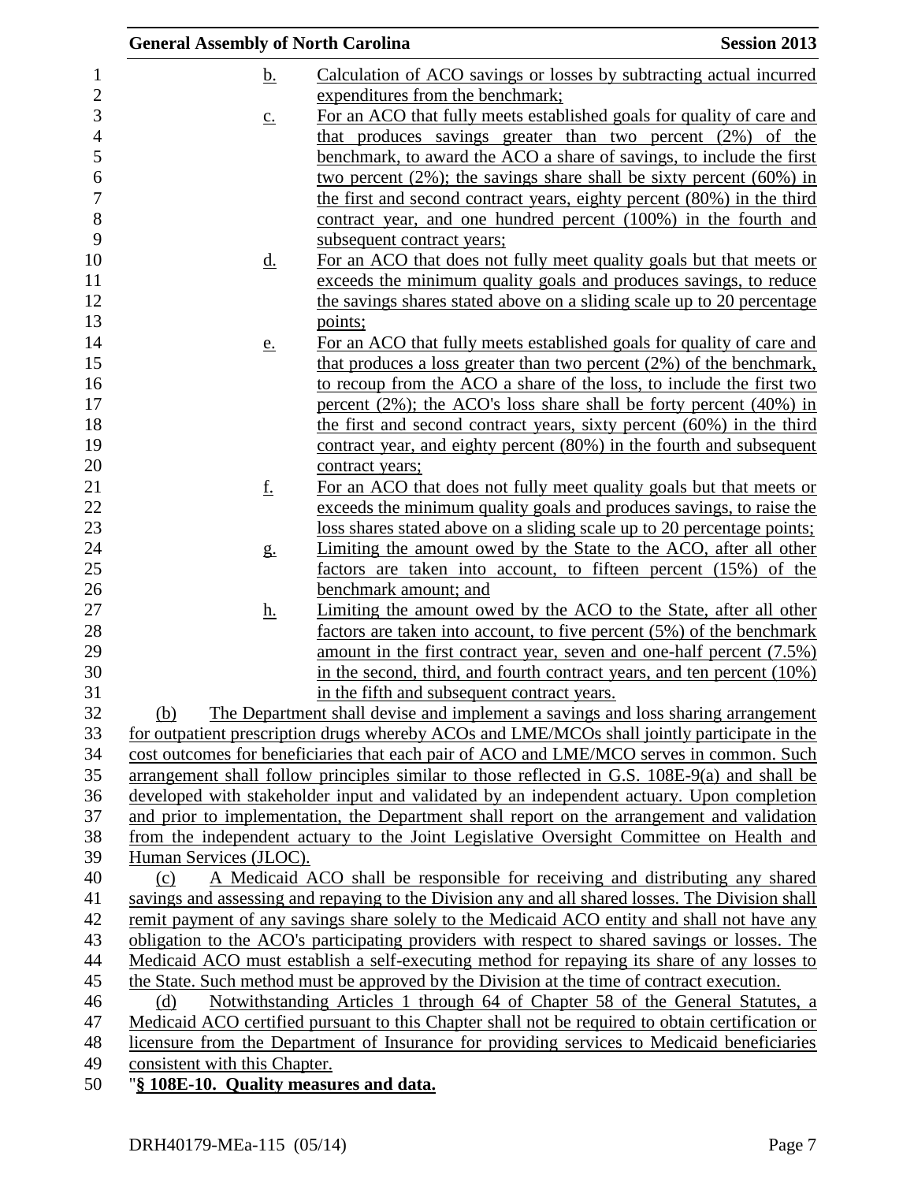b. Calculation of ACO savings or losses by subtracting actual incurred expenditures from the benchmark;

c. For an ACO that fully meets established goals for quality of care and that produces savings greater than two percent (2%) of the benchmark, to award the ACO a share of savings, to include the first two percent (2%); the savings share shall be sixty percent (60%) in the first and second contract years, eighty percent (80%) in the third contract year, and one hundred percent (100%) in the fourth and subsequent contract years;

d. For an ACO that does not fully meet quality goals but that meets or exceeds the minimum quality goals and produces savings, to reduce the savings shares stated above on a sliding scale up to 20 percentage points;

e. For an ACO that fully meets established goals for quality of care and that produces a loss greater than two percent (2%) of the benchmark, to recoup from the ACO a share of the loss, to include the first two percent (2%); the ACO's loss share shall be forty percent (40%) in the first and second contract years, sixty percent (60%) in the third contract year, and eighty percent (80%) in the fourth and subsequent contract years;

f. For an ACO that does not fully meet quality goals but that meets or exceeds the minimum quality goals and produces savings, to raise the loss shares stated above on a sliding scale up to 20 percentage points;

g. Limiting the amount owed by the State to the ACO, after all other factors are taken into account, to fifteen percent (15%) of the benchmark amount; and

h. Limiting the amount owed by the ACO to the State, after all other factors are taken into account, to five percent (5%) of the benchmark amount in the first contract year, seven and one-half percent (7.5%) in the second, third, and fourth contract years, and ten percent (10%) in the fifth and subsequent contract years.

(b) The Department shall devise and implement a savings and loss sharing arrangement for outpatient prescription drugs whereby ACOs and LME/MCOs shall jointly participate in the cost outcomes for beneficiaries that each pair of ACO and LME/MCO serves in common. Such arrangement shall follow principles similar to those reflected in G.S. 108E-9(a) and shall be developed with stakeholder input and validated by an independent actuary. Upon completion and prior to implementation, the Department shall report on the arrangement and validation from the independent actuary to the Joint Legislative Oversight Committee on Health and Human Services (JLOC).

(c) A Medicaid ACO shall be responsible for receiving and distributing any shared savings and assessing and repaying to the Division any and all shared losses. The Division shall remit payment of any savings share solely to the Medicaid ACO entity and shall not have any obligation to the ACO's participating providers with respect to shared savings or losses. The Medicaid ACO must establish a self-executing method for repaying its share of any losses to the State. Such method must be approved by the Division at the time of contract execution.

(d) Notwithstanding Articles 1 through 64 of Chapter 58 of the General Statutes, a Medicaid ACO certified pursuant to this Chapter shall not be required to obtain certification or licensure from the Department of Insurance for providing services to Medicaid beneficiaries consistent with this Chapter.

"**§ 108E-10. Quality measures and data.**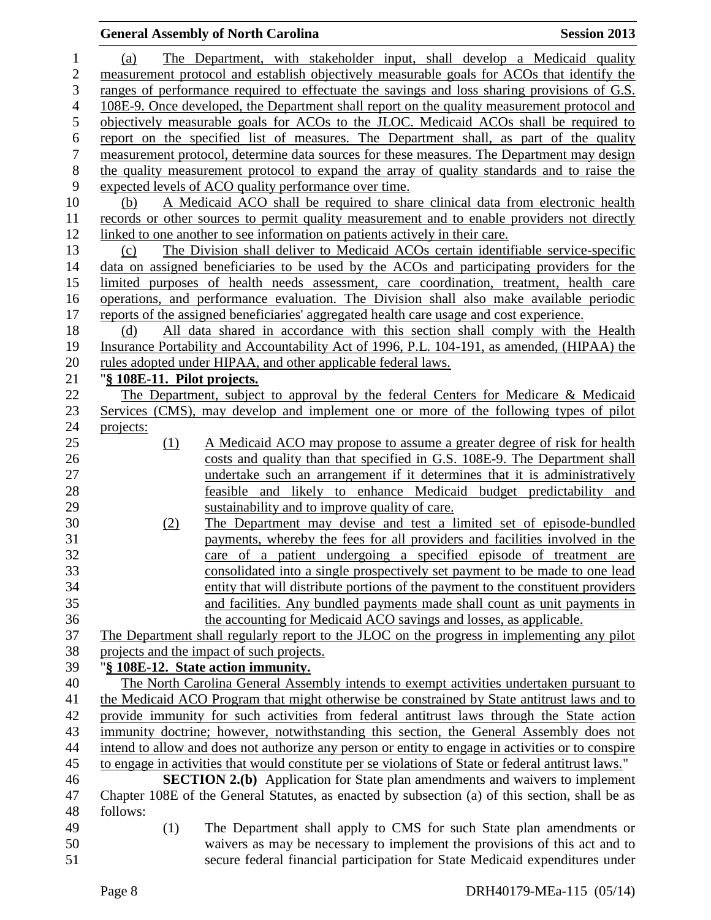(a) The Department, with stakeholder input, shall develop a Medicaid quality measurement protocol and establish objectively measurable goals for ACOs that identify the ranges of performance required to effectuate the savings and loss sharing provisions of G.S. 108E-9. Once developed, the Department shall report on the quality measurement protocol and objectively measurable goals for ACOs to the JLOC. Medicaid ACOs shall be required to report on the specified list of measures. The Department shall, as part of the quality measurement protocol, determine data sources for these measures. The Department may design the quality measurement protocol to expand the array of quality standards and to raise the expected levels of ACO quality performance over time.

(b) A Medicaid ACO shall be required to share clinical data from electronic health records or other sources to permit quality measurement and to enable providers not directly linked to one another to see information on patients actively in their care.

(c) The Division shall deliver to Medicaid ACOs certain identifiable service-specific data on assigned beneficiaries to be used by the ACOs and participating providers for the limited purposes of health needs assessment, care coordination, treatment, health care operations, and performance evaluation. The Division shall also make available periodic reports of the assigned beneficiaries' aggregated health care usage and cost experience.

(d) All data shared in accordance with this section shall comply with the Health Insurance Portability and Accountability Act of 1996, P.L. 104-191, as amended, (HIPAA) the rules adopted under HIPAA, and other applicable federal laws.

"**§ 108E-11. Pilot projects.**

The Department, subject to approval by the federal Centers for Medicare & Medicaid Services (CMS), may develop and implement one or more of the following types of pilot projects:

(1) A Medicaid ACO may propose to assume a greater degree of risk for health costs and quality than that specified in G.S. 108E-9. The Department shall undertake such an arrangement if it determines that it is administratively feasible and likely to enhance Medicaid budget predictability and sustainability and to improve quality of care.

(2) The Department may devise and test a limited set of episode-bundled payments, whereby the fees for all providers and facilities involved in the care of a patient undergoing a specified episode of treatment are consolidated into a single prospectively set payment to be made to one lead entity that will distribute portions of the payment to the constituent providers and facilities. Any bundled payments made shall count as unit payments in the accounting for Medicaid ACO savings and losses, as applicable.

The Department shall regularly report to the JLOC on the progress in implementing any pilot projects and the impact of such projects.

"**§ 108E-12. State action immunity.**

The North Carolina General Assembly intends to exempt activities undertaken pursuant to the Medicaid ACO Program that might otherwise be constrained by State antitrust laws and to provide immunity for such activities from federal antitrust laws through the State action immunity doctrine; however, notwithstanding this section, the General Assembly does not intend to allow and does not authorize any person or entity to engage in activities or to conspire to engage in activities that would constitute per se violations of State or federal antitrust laws."

**SECTION 2.(b)** Application for State plan amendments and waivers to implement Chapter 108E of the General Statutes, as enacted by subsection (a) of this section, shall be as follows:

(1) The Department shall apply to CMS for such State plan amendments or waivers as may be necessary to implement the provisions of this act and to secure federal financial participation for State Medicaid expenditures under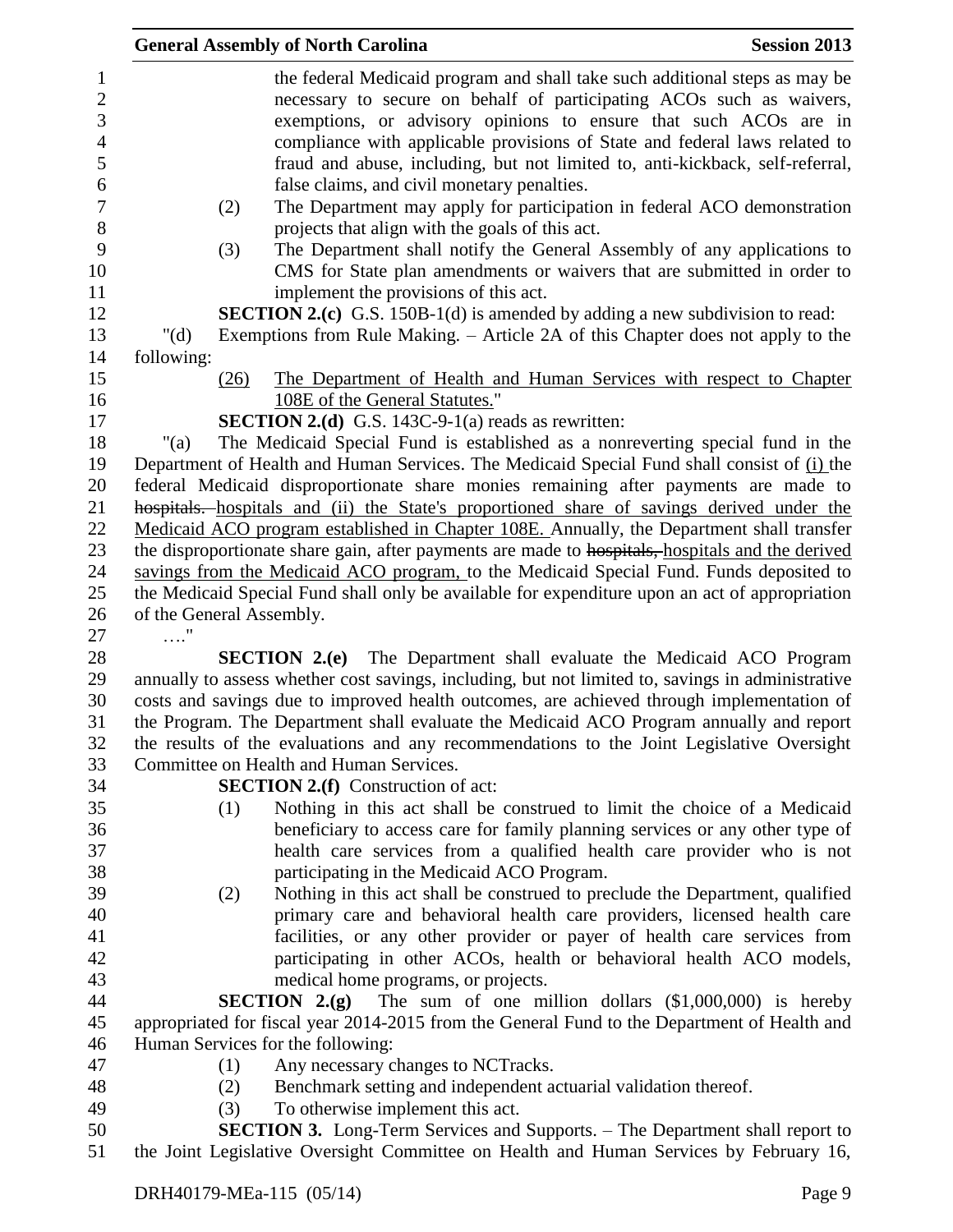the federal Medicaid program and shall take such additional steps as may be necessary to secure on behalf of participating ACOs such as waivers, exemptions, or advisory opinions to ensure that such ACOs are in compliance with applicable provisions of State and federal laws related to fraud and abuse, including, but not limited to, anti-kickback, self-referral, false claims, and civil monetary penalties.

(2) The Department may apply for participation in federal ACO demonstration projects that align with the goals of this act.

(3) The Department shall notify the General Assembly of any applications to CMS for State plan amendments or waivers that are submitted in order to implement the provisions of this act.

**SECTION 2.(c)** G.S. 150B-1(d) is amended by adding a new subdivision to read:

"(d) Exemptions from Rule Making. – Article 2A of this Chapter does not apply to the following:

<u>(26) The Department of Health and Human Services with respect to Chapter 108E of the General Statutes.</u>"

**SECTION 2.(d)** G.S. 143C-9-1(a) reads as rewritten:

"(a) The Medicaid Special Fund is established as a nonreverting special fund in the Department of Health and Human Services. The Medicaid Special Fund shall consist of <u>(i)</u> the federal Medicaid disproportionate share monies remaining after payments are made to ~~hospitals.~~ <u>hospitals and (ii) the State's proportioned share of savings derived under the Medicaid ACO program established in Chapter 108E.</u> Annually, the Department shall transfer the disproportionate share gain, after payments are made to ~~hospitals,~~ <u>hospitals and the derived savings from the Medicaid ACO program,</u> to the Medicaid Special Fund. Funds deposited to the Medicaid Special Fund shall only be available for expenditure upon an act of appropriation of the General Assembly.

…."

**SECTION 2.(e)** The Department shall evaluate the Medicaid ACO Program annually to assess whether cost savings, including, but not limited to, savings in administrative costs and savings due to improved health outcomes, are achieved through implementation of the Program. The Department shall evaluate the Medicaid ACO Program annually and report the results of the evaluations and any recommendations to the Joint Legislative Oversight Committee on Health and Human Services.

**SECTION 2.(f)** Construction of act:

(1) Nothing in this act shall be construed to limit the choice of a Medicaid beneficiary to access care for family planning services or any other type of health care services from a qualified health care provider who is not participating in the Medicaid ACO Program.

(2) Nothing in this act shall be construed to preclude the Department, qualified primary care and behavioral health care providers, licensed health care facilities, or any other provider or payer of health care services from participating in other ACOs, health or behavioral health ACO models, medical home programs, or projects.

**SECTION 2.(g)** The sum of one million dollars ($1,000,000) is hereby appropriated for fiscal year 2014-2015 from the General Fund to the Department of Health and Human Services for the following:

(1) Any necessary changes to NCTracks.

(2) Benchmark setting and independent actuarial validation thereof.

(3) To otherwise implement this act.

**SECTION 3.** Long-Term Services and Supports. – The Department shall report to the Joint Legislative Oversight Committee on Health and Human Services by February 16,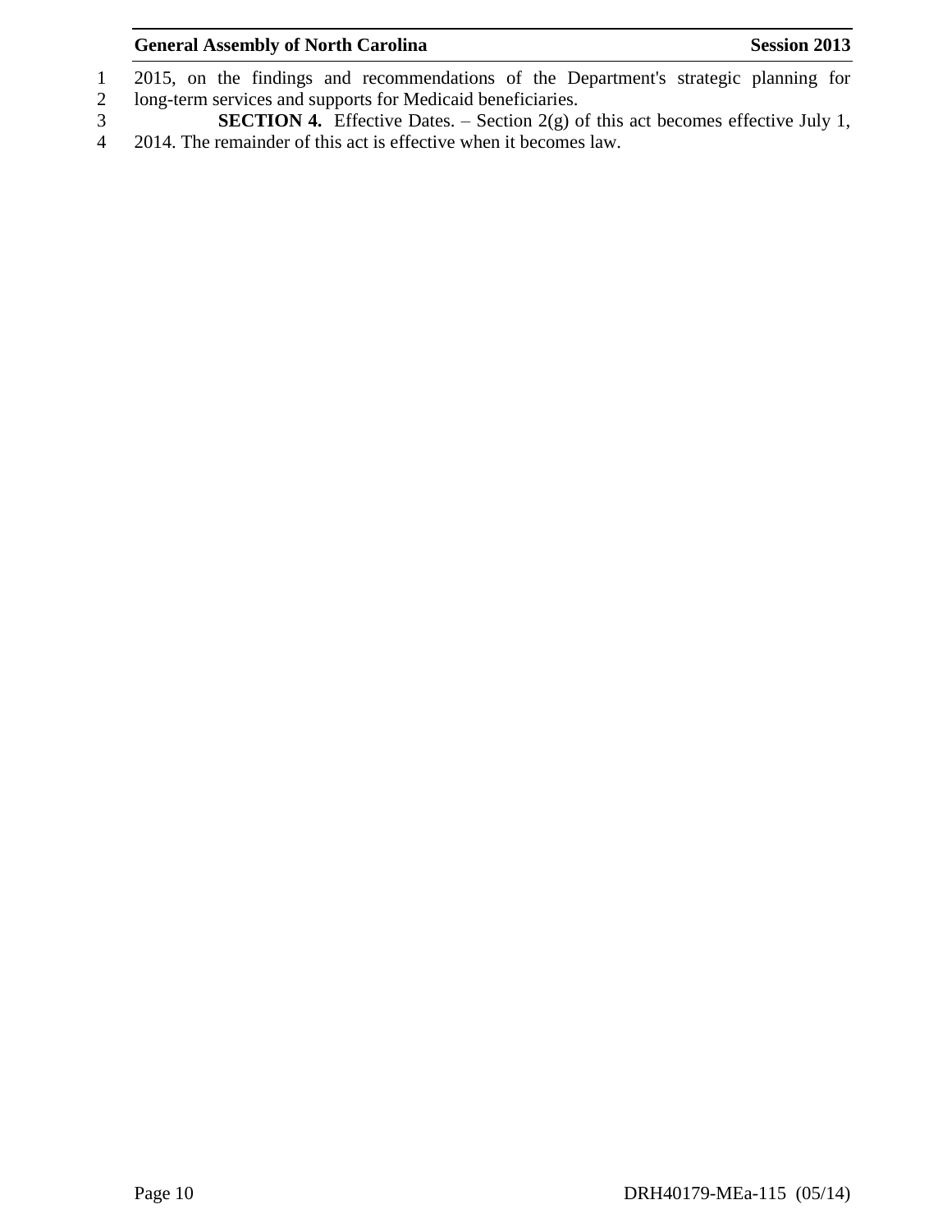2015, on the findings and recommendations of the Department's strategic planning for long-term services and supports for Medicaid beneficiaries.

**SECTION 4.** Effective Dates. – Section 2(g) of this act becomes effective July 1, 2014. The remainder of this act is effective when it becomes law.